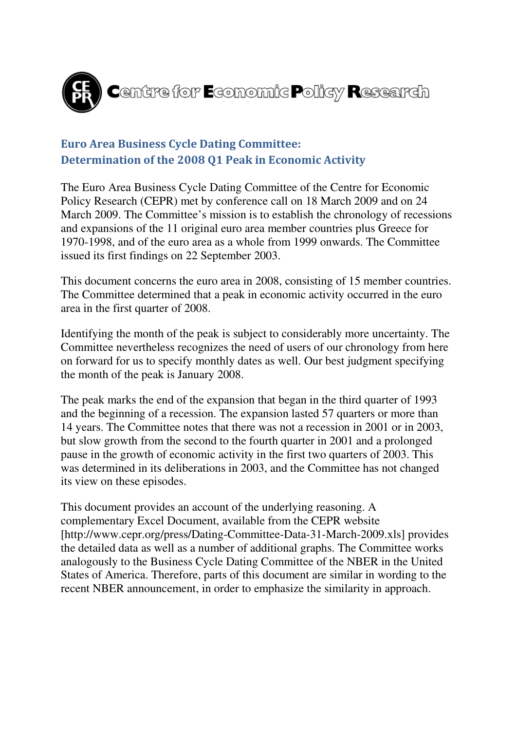Centre for Economic Policy Research

## Euro Area Business Cycle Dating Committee: Determination of the 2008 Q1 Peak in Economic Activity

The Euro Area Business Cycle Dating Committee of the Centre for Economic Policy Research (CEPR) met by conference call on 18 March 2009 and on 24 March 2009. The Committee's mission is to establish the chronology of recessions and expansions of the 11 original euro area member countries plus Greece for 1970-1998, and of the euro area as a whole from 1999 onwards. The Committee issued its first findings on 22 September 2003.

This document concerns the euro area in 2008, consisting of 15 member countries. The Committee determined that a peak in economic activity occurred in the euro area in the first quarter of 2008.

Identifying the month of the peak is subject to considerably more uncertainty. The Committee nevertheless recognizes the need of users of our chronology from here on forward for us to specify monthly dates as well. Our best judgment specifying the month of the peak is January 2008.

The peak marks the end of the expansion that began in the third quarter of 1993 and the beginning of a recession. The expansion lasted 57 quarters or more than 14 years. The Committee notes that there was not a recession in 2001 or in 2003, but slow growth from the second to the fourth quarter in 2001 and a prolonged pause in the growth of economic activity in the first two quarters of 2003. This was determined in its deliberations in 2003, and the Committee has not changed its view on these episodes.

This document provides an account of the underlying reasoning. A complementary Excel Document, available from the CEPR website [http://www.cepr.org/press/Dating-Committee-Data-31-March-2009.xls] provides the detailed data as well as a number of additional graphs. The Committee works analogously to the Business Cycle Dating Committee of the NBER in the United States of America. Therefore, parts of this document are similar in wording to the recent NBER announcement, in order to emphasize the similarity in approach.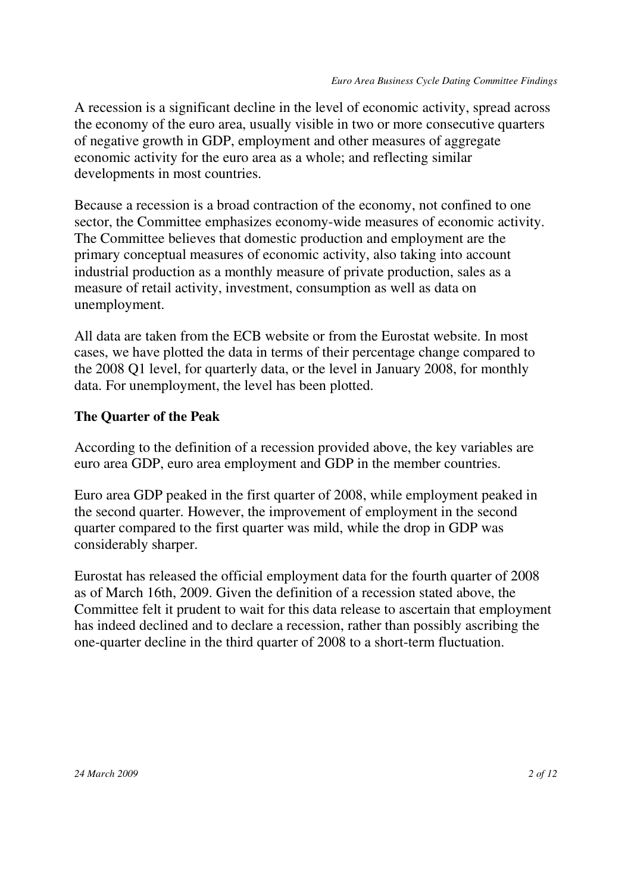A recession is a significant decline in the level of economic activity, spread across the economy of the euro area, usually visible in two or more consecutive quarters of negative growth in GDP, employment and other measures of aggregate economic activity for the euro area as a whole; and reflecting similar developments in most countries.

Because a recession is a broad contraction of the economy, not confined to one sector, the Committee emphasizes economy-wide measures of economic activity. The Committee believes that domestic production and employment are the primary conceptual measures of economic activity, also taking into account industrial production as a monthly measure of private production, sales as a measure of retail activity, investment, consumption as well as data on unemployment.

All data are taken from the ECB website or from the Eurostat website. In most cases, we have plotted the data in terms of their percentage change compared to the 2008 Q1 level, for quarterly data, or the level in January 2008, for monthly data. For unemployment, the level has been plotted.

**The Quarter of the Peak**

According to the definition of a recession provided above, the key variables are euro area GDP, euro area employment and GDP in the member countries.

Euro area GDP peaked in the first quarter of 2008, while employment peaked in the second quarter. However, the improvement of employment in the second quarter compared to the first quarter was mild, while the drop in GDP was considerably sharper.

Eurostat has released the official employment data for the fourth quarter of 2008 as of March 16th, 2009. Given the definition of a recession stated above, the Committee felt it prudent to wait for this data release to ascertain that employment has indeed declined and to declare a recession, rather than possibly ascribing the one-quarter decline in the third quarter of 2008 to a short-term fluctuation.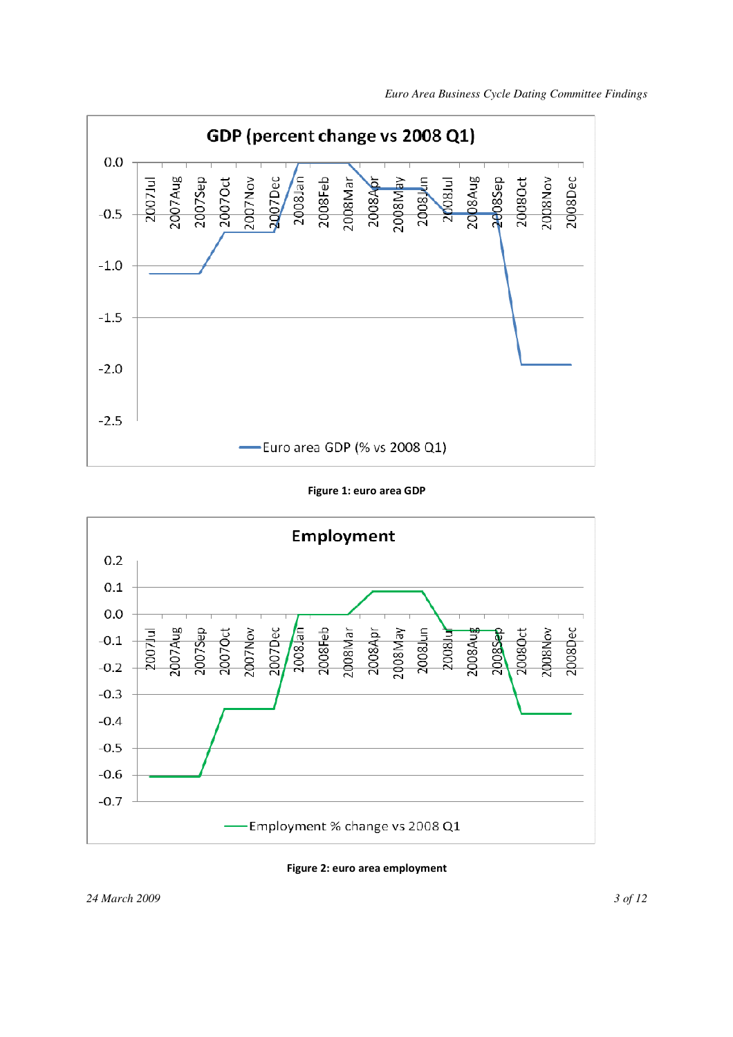Figure 1: euro area GDP

Figure 2: euro area employment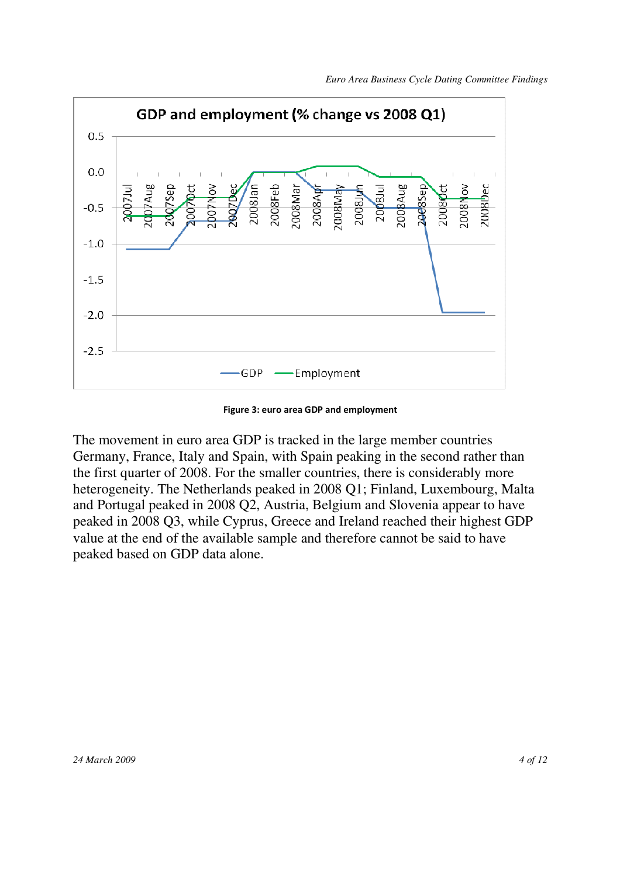Figure 3: euro area GDP and employment

The movement in euro area GDP is tracked in the large member countries Germany, France, Italy and Spain, with Spain peaking in the second rather than the first quarter of 2008. For the smaller countries, there is considerably more heterogeneity. The Netherlands peaked in 2008 Q1; Finland, Luxembourg, Malta and Portugal peaked in 2008 Q2, Austria, Belgium and Slovenia appear to have peaked in 2008 Q3, while Cyprus, Greece and Ireland reached their highest GDP value at the end of the available sample and therefore cannot be said to have peaked based on GDP data alone.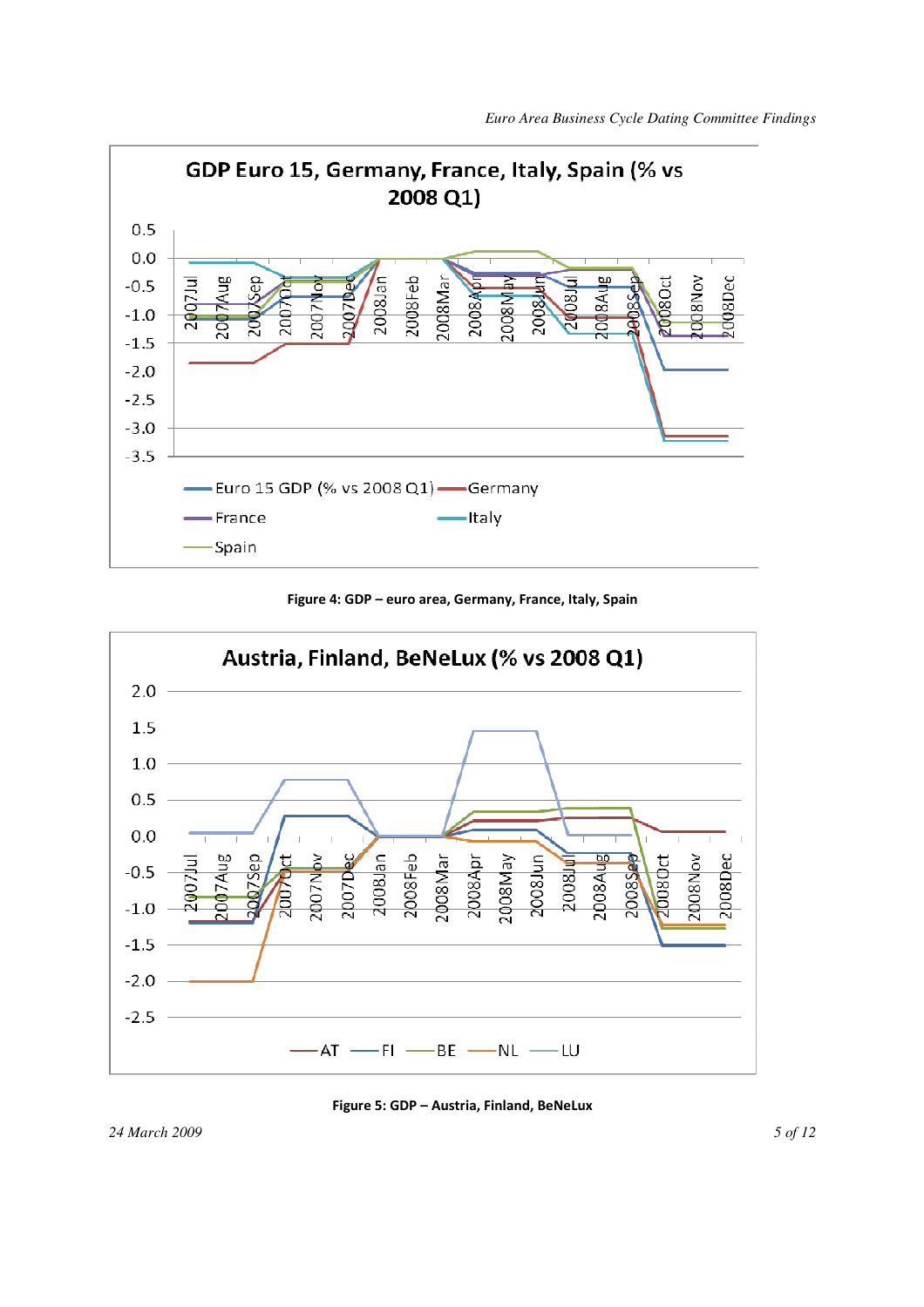Figure 4: GDP – euro area, Germany, France, Italy, Spain

Figure 5: GDP – Austria, Finland, BeNeLux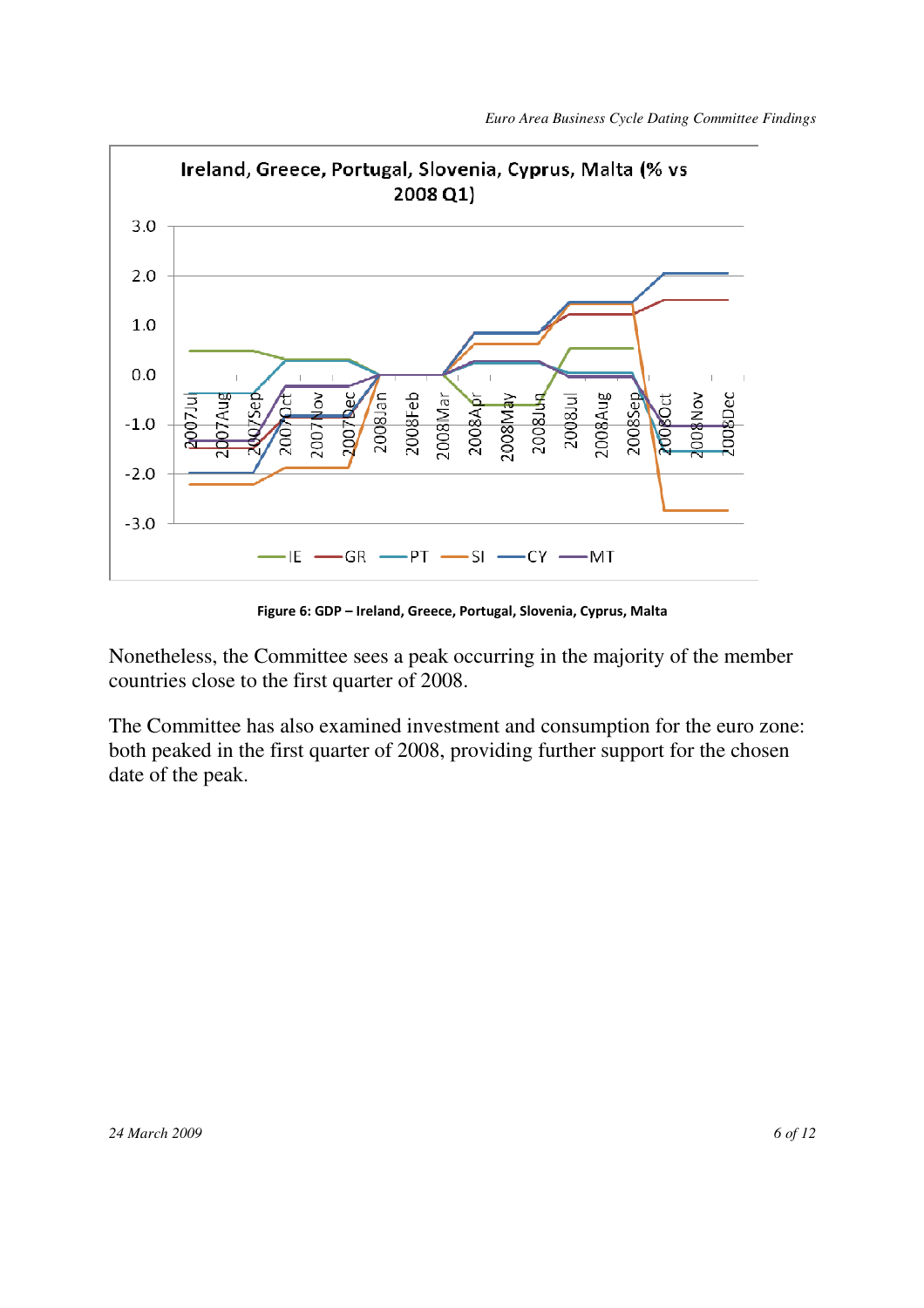Figure 6: GDP – Ireland, Greece, Portugal, Slovenia, Cyprus, Malta

Nonetheless, the Committee sees a peak occurring in the majority of the member countries close to the first quarter of 2008.

The Committee has also examined investment and consumption for the euro zone: both peaked in the first quarter of 2008, providing further support for the chosen date of the peak.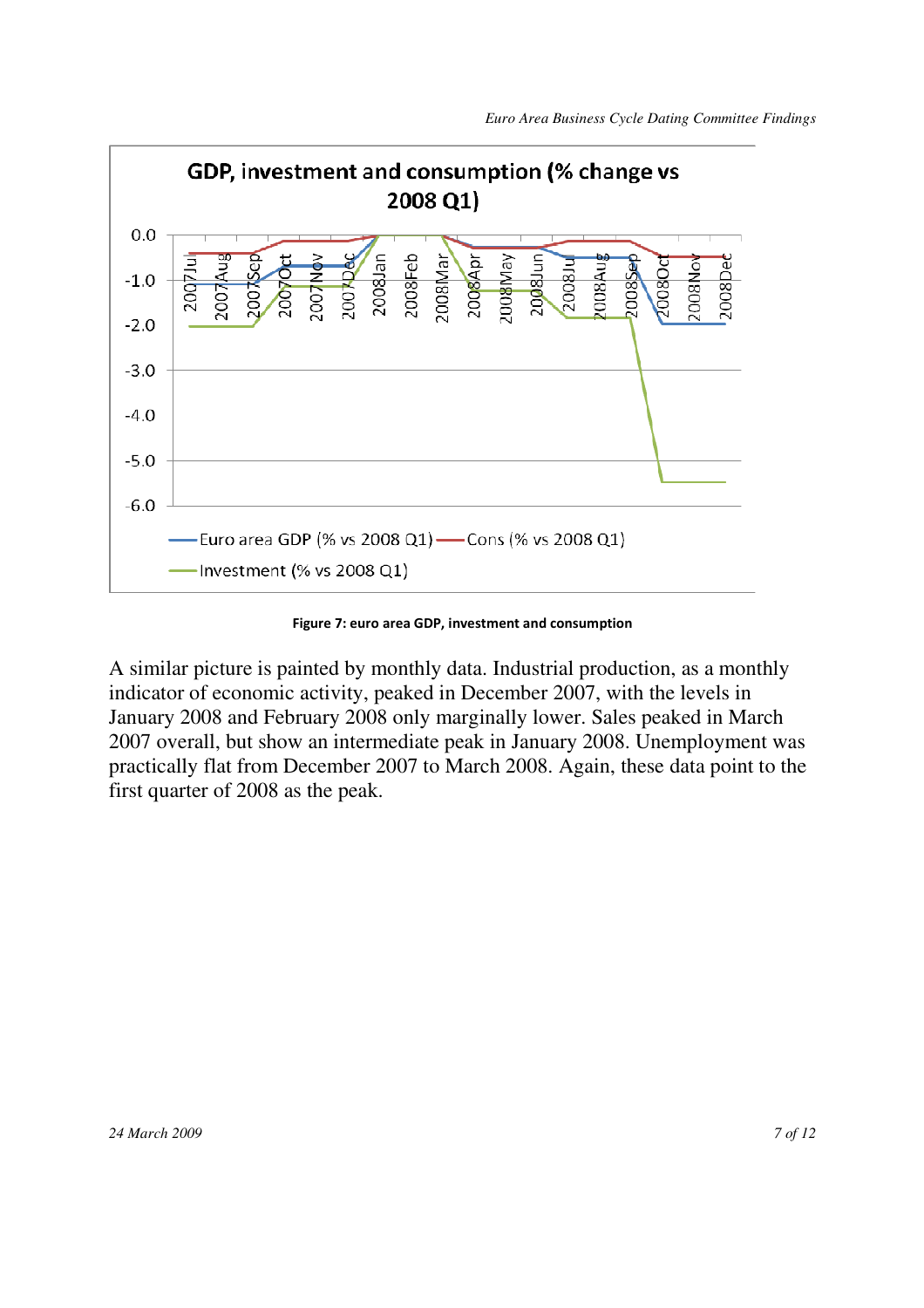Figure 7: euro area GDP, investment and consumption

A similar picture is painted by monthly data. Industrial production, as a monthly indicator of economic activity, peaked in December 2007, with the levels in January 2008 and February 2008 only marginally lower. Sales peaked in March 2007 overall, but show an intermediate peak in January 2008. Unemployment was practically flat from December 2007 to March 2008. Again, these data point to the first quarter of 2008 as the peak.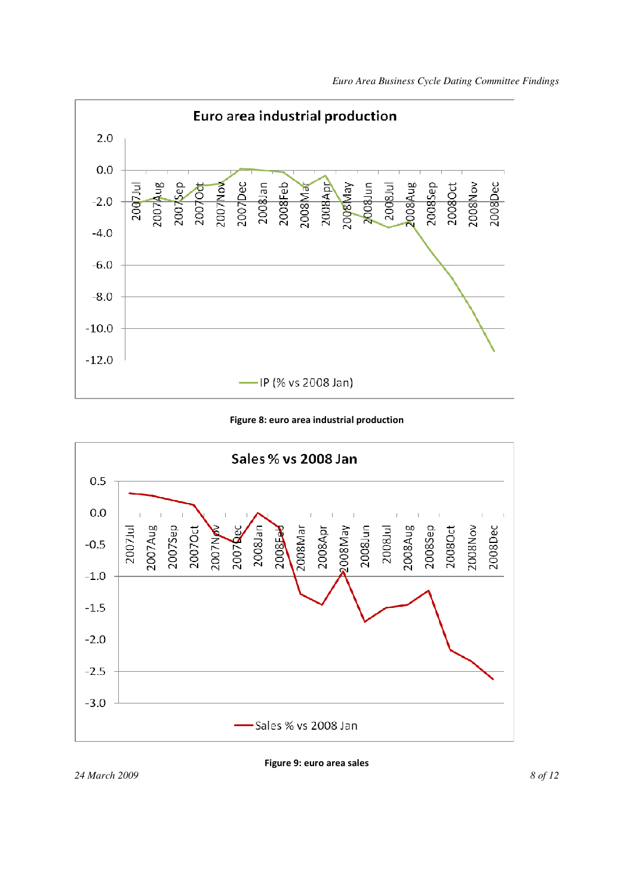Figure 8: euro area industrial production

Figure 9: euro area sales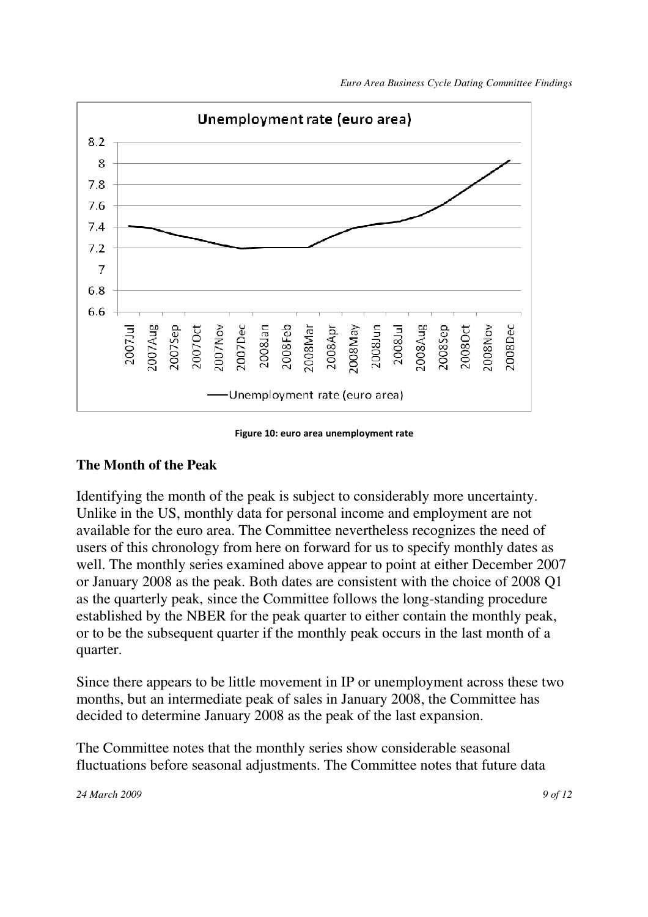Figure 10: euro area unemployment rate

## The Month of the Peak

Identifying the month of the peak is subject to considerably more uncertainty. Unlike in the US, monthly data for personal income and employment are not available for the euro area. The Committee nevertheless recognizes the need of users of this chronology from here on forward for us to specify monthly dates as well. The monthly series examined above appear to point at either December 2007 or January 2008 as the peak. Both dates are consistent with the choice of 2008 Q1 as the quarterly peak, since the Committee follows the long-standing procedure established by the NBER for the peak quarter to either contain the monthly peak, or to be the subsequent quarter if the monthly peak occurs in the last month of a quarter.

Since there appears to be little movement in IP or unemployment across these two months, but an intermediate peak of sales in January 2008, the Committee has decided to determine January 2008 as the peak of the last expansion.

The Committee notes that the monthly series show considerable seasonal fluctuations before seasonal adjustments. The Committee notes that future data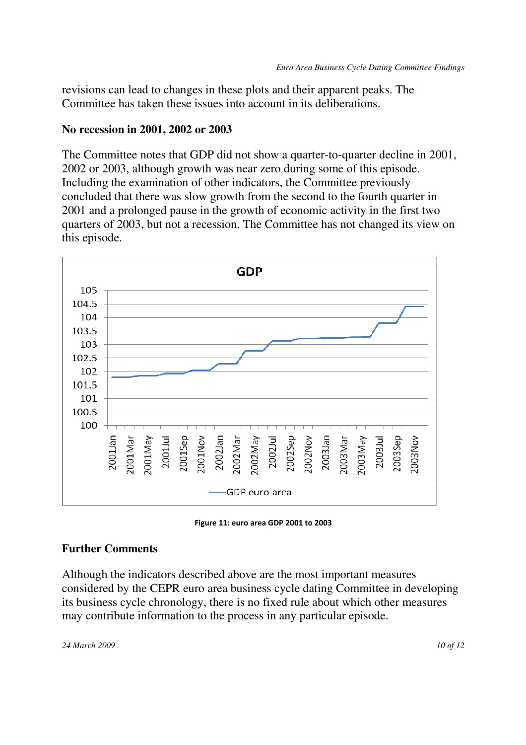revisions can lead to changes in these plots and their apparent peaks. The Committee has taken these issues into account in its deliberations.

**No recession in 2001, 2002 or 2003**

The Committee notes that GDP did not show a quarter-to-quarter decline in 2001, 2002 or 2003, although growth was near zero during some of this episode. Including the examination of other indicators, the Committee previously concluded that there was slow growth from the second to the fourth quarter in 2001 and a prolonged pause in the growth of economic activity in the first two quarters of 2003, but not a recession. The Committee has not changed its view on this episode.

**Figure 11: euro area GDP 2001 to 2003**

**Further Comments**

Although the indicators described above are the most important measures considered by the CEPR euro area business cycle dating Committee in developing its business cycle chronology, there is no fixed rule about which other measures may contribute information to the process in any particular episode.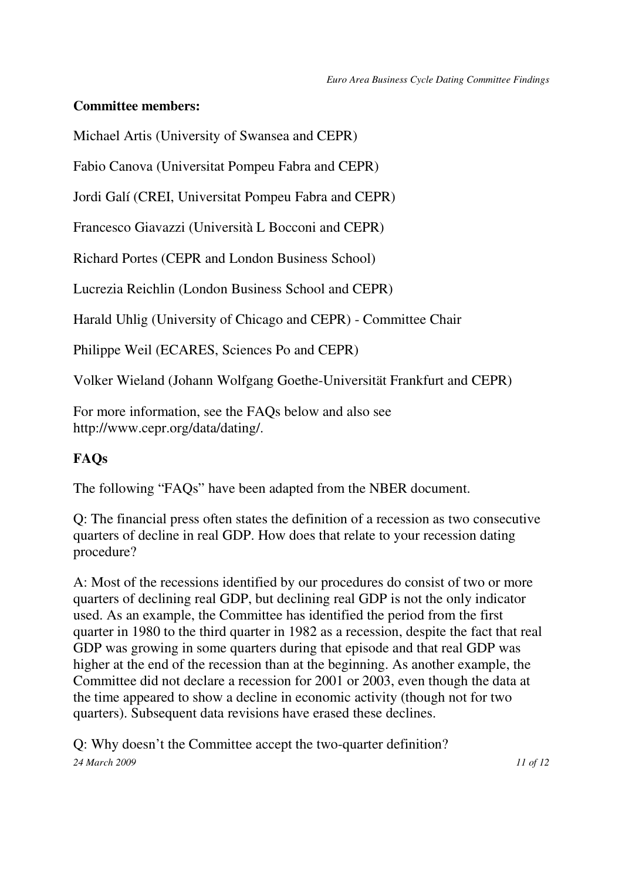**Committee members:**

Michael Artis (University of Swansea and CEPR)

Fabio Canova (Universitat Pompeu Fabra and CEPR)

Jordi Galí (CREI, Universitat Pompeu Fabra and CEPR)

Francesco Giavazzi (Università L Bocconi and CEPR)

Richard Portes (CEPR and London Business School)

Lucrezia Reichlin (London Business School and CEPR)

Harald Uhlig (University of Chicago and CEPR) - Committee Chair

Philippe Weil (ECARES, Sciences Po and CEPR)

Volker Wieland (Johann Wolfgang Goethe-Universität Frankfurt and CEPR)

For more information, see the FAQs below and also see http://www.cepr.org/data/dating/.

**FAQs**

The following "FAQs" have been adapted from the NBER document.

Q: The financial press often states the definition of a recession as two consecutive quarters of decline in real GDP. How does that relate to your recession dating procedure?

A: Most of the recessions identified by our procedures do consist of two or more quarters of declining real GDP, but declining real GDP is not the only indicator used. As an example, the Committee has identified the period from the first quarter in 1980 to the third quarter in 1982 as a recession, despite the fact that real GDP was growing in some quarters during that episode and that real GDP was higher at the end of the recession than at the beginning. As another example, the Committee did not declare a recession for 2001 or 2003, even though the data at the time appeared to show a decline in economic activity (though not for two quarters). Subsequent data revisions have erased these declines.

Q: Why doesn't the Committee accept the two-quarter definition?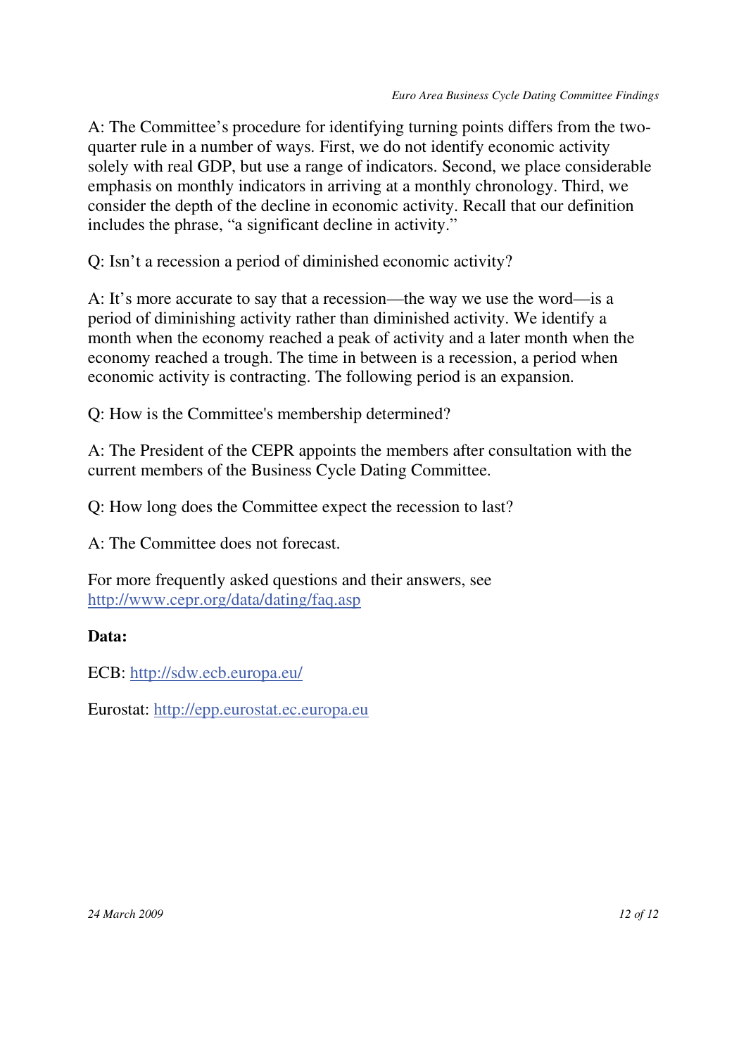A: The Committee's procedure for identifying turning points differs from the two-quarter rule in a number of ways. First, we do not identify economic activity solely with real GDP, but use a range of indicators. Second, we place considerable emphasis on monthly indicators in arriving at a monthly chronology. Third, we consider the depth of the decline in economic activity. Recall that our definition includes the phrase, "a significant decline in activity."

Q: Isn't a recession a period of diminished economic activity?

A: It's more accurate to say that a recession—the way we use the word—is a period of diminishing activity rather than diminished activity. We identify a month when the economy reached a peak of activity and a later month when the economy reached a trough. The time in between is a recession, a period when economic activity is contracting. The following period is an expansion.

Q: How is the Committee's membership determined?

A: The President of the CEPR appoints the members after consultation with the current members of the Business Cycle Dating Committee.

Q: How long does the Committee expect the recession to last?

A: The Committee does not forecast.

For more frequently asked questions and their answers, see http://www.cepr.org/data/dating/faq.asp

**Data:**

ECB: http://sdw.ecb.europa.eu/

Eurostat: http://epp.eurostat.ec.europa.eu